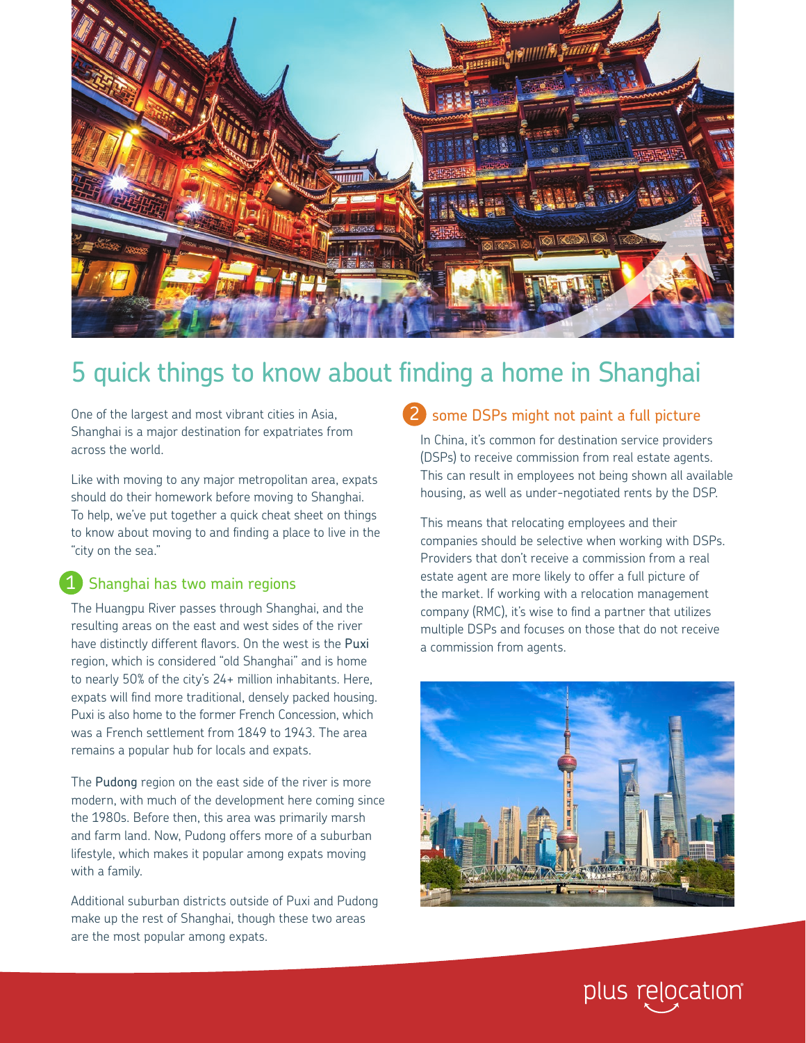# 5 quick things to know about finding a home in Shanghai

One of the largest and most vibrant cities in Asia, Shanghai is a major destination for expatriates from across the world.

Like with moving to any major metropolitan area, expats should do their homework before moving to Shanghai. To help, we've put together a quick cheat sheet on things to know about moving to and finding a place to live in the "city on the sea."

## 1 Shanghai has two main regions

The Huangpu River passes through Shanghai, and the resulting areas on the east and west sides of the river have distinctly different flavors. On the west is the Puxi region, which is considered "old Shanghai" and is home to nearly 50% of the city's 24+ million inhabitants. Here, expats will find more traditional, densely packed housing. Puxi is also home to the former French Concession, which was a French settlement from 1849 to 1943. The area remains a popular hub for locals and expats.

The Pudong region on the east side of the river is more modern, with much of the development here coming since the 1980s. Before then, this area was primarily marsh and farm land. Now, Pudong offers more of a suburban lifestyle, which makes it popular among expats moving with a family.

Additional suburban districts outside of Puxi and Pudong make up the rest of Shanghai, though these two areas are the most popular among expats.

## 2 some DSPs might not paint a full picture

In China, it's common for destination service providers (DSPs) to receive commission from real estate agents. This can result in employees not being shown all available housing, as well as under-negotiated rents by the DSP.

This means that relocating employees and their companies should be selective when working with DSPs. Providers that don't receive a commission from a real estate agent are more likely to offer a full picture of the market. If working with a relocation management company (RMC), it's wise to find a partner that utilizes multiple DSPs and focuses on those that do not receive a commission from agents.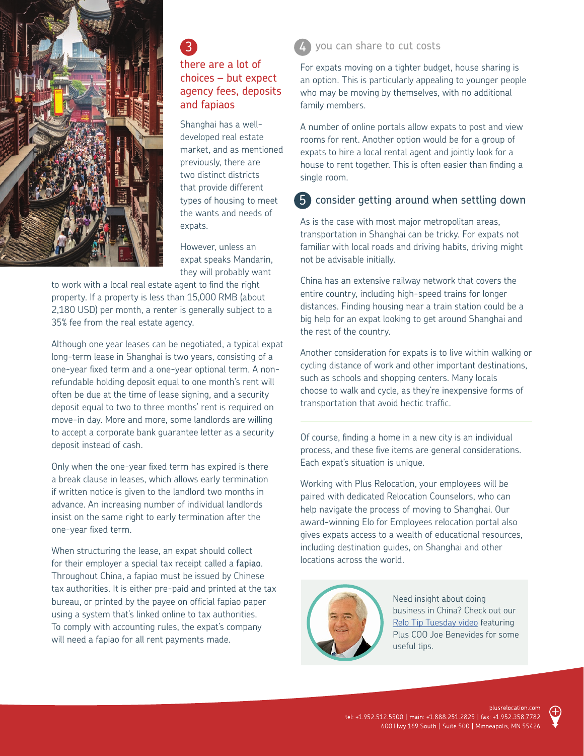## 3 there are a lot of choices – but expect agency fees, deposits and fapiaos

Shanghai has a well-developed real estate market, and as mentioned previously, there are two distinct districts that provide different types of housing to meet the wants and needs of expats.

However, unless an expat speaks Mandarin, they will probably want to work with a local real estate agent to find the right property. If a property is less than 15,000 RMB (about 2,180 USD) per month, a renter is generally subject to a 35% fee from the real estate agency.

Although one year leases can be negotiated, a typical expat long-term lease in Shanghai is two years, consisting of a one-year fixed term and a one-year optional term. A non-refundable holding deposit equal to one month's rent will often be due at the time of lease signing, and a security deposit equal to two to three months' rent is required on move-in day. More and more, some landlords are willing to accept a corporate bank guarantee letter as a security deposit instead of cash.

Only when the one-year fixed term has expired is there a break clause in leases, which allows early termination if written notice is given to the landlord two months in advance. An increasing number of individual landlords insist on the same right to early termination after the one-year fixed term.

When structuring the lease, an expat should collect for their employer a special tax receipt called a **fapiao**. Throughout China, a fapiao must be issued by Chinese tax authorities. It is either pre-paid and printed at the tax bureau, or printed by the payee on official fapiao paper using a system that's linked online to tax authorities. To comply with accounting rules, the expat's company will need a fapiao for all rent payments made.

## 4 you can share to cut costs

For expats moving on a tighter budget, house sharing is an option. This is particularly appealing to younger people who may be moving by themselves, with no additional family members.

A number of online portals allow expats to post and view rooms for rent. Another option would be for a group of expats to hire a local rental agent and jointly look for a house to rent together. This is often easier than finding a single room.

## 5 consider getting around when settling down

As is the case with most major metropolitan areas, transportation in Shanghai can be tricky. For expats not familiar with local roads and driving habits, driving might not be advisable initially.

China has an extensive railway network that covers the entire country, including high-speed trains for longer distances. Finding housing near a train station could be a big help for an expat looking to get around Shanghai and the rest of the country.

Another consideration for expats is to live within walking or cycling distance of work and other important destinations, such as schools and shopping centers. Many locals choose to walk and cycle, as they're inexpensive forms of transportation that avoid hectic traffic.

---

Of course, finding a home in a new city is an individual process, and these five items are general considerations. Each expat's situation is unique.

Working with Plus Relocation, your employees will be paired with dedicated Relocation Counselors, who can help navigate the process of moving to Shanghai. Our award-winning Elo for Employees relocation portal also gives expats access to a wealth of educational resources, including destination guides, on Shanghai and other locations across the world.

Need insight about doing business in China? Check out our Relo Tip Tuesday video featuring Plus COO Joe Benevides for some useful tips.

plusrelocation.com
tel: +1.952.512.5500 | main: +1.888.251.2825 | fax: +1.952.358.7782
600 Hwy 169 South | Suite 500 | Minneapolis, MN 55426